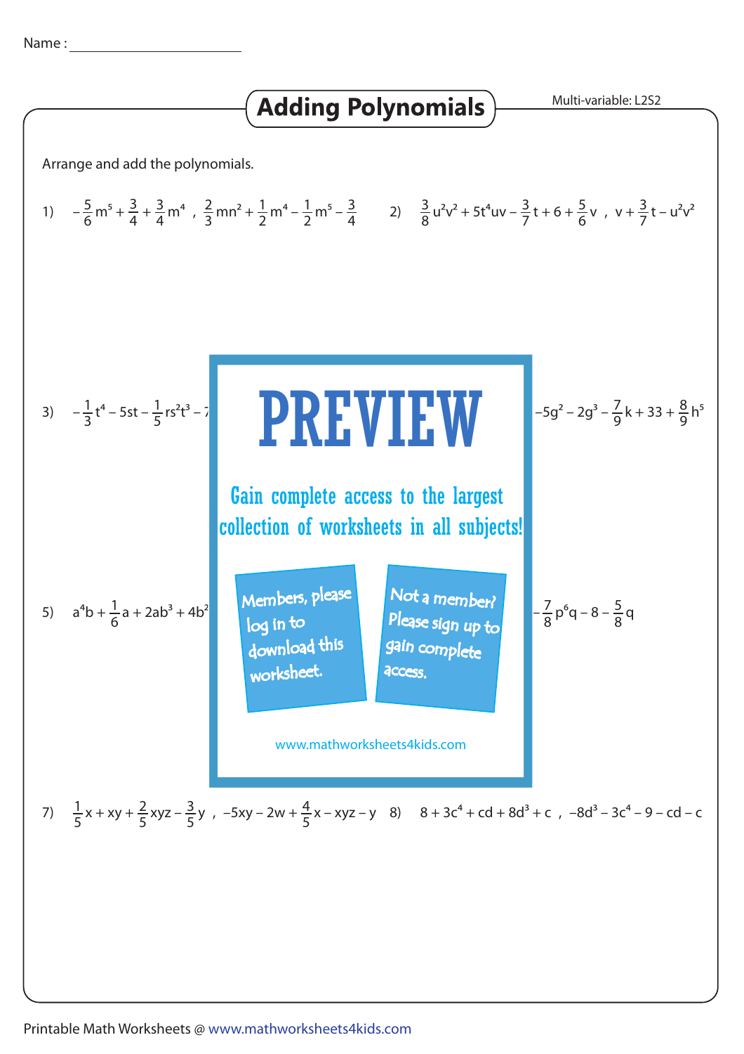Name : ____________________

# Adding Polynomials

Multi-variable: L2S2

Arrange and add the polynomials.

1) $-\frac{5}{6}m^5 + \frac{3}{4} + \frac{3}{4}m^4$ , $\frac{2}{3}mn^2 + \frac{1}{2}m^4 - \frac{1}{2}m^5 - \frac{3}{4}$

2) $\frac{3}{8}u^2v^2 + 5t^4uv - \frac{3}{7}t + 6 + \frac{5}{6}v$ , $v + \frac{3}{7}t - u^2v^2$

3) $-\frac{1}{3}t^4 - 5st - \frac{1}{5}rs^2t^3 - 7$

4) $-5g^2 - 2g^3 - \frac{7}{9}k + 33 + \frac{8}{9}h^5$

PREVIEW

Gain complete access to the largest collection of worksheets in all subjects!

Members, please log in to download this worksheet.

Not a member? Please sign up to gain complete access.

www.mathworksheets4kids.com

5) $a^4b + \frac{1}{6}a + 2ab^3 + 4b^2$

6) $-\frac{7}{8}p^6q - 8 - \frac{5}{8}q$

7) $\frac{1}{5}x + xy + \frac{2}{5}xyz - \frac{3}{5}y$ , $-5xy - 2w + \frac{4}{5}x - xyz - y$

8) $8 + 3c^4 + cd + 8d^3 + c$ , $-8d^3 - 3c^4 - 9 - cd - c$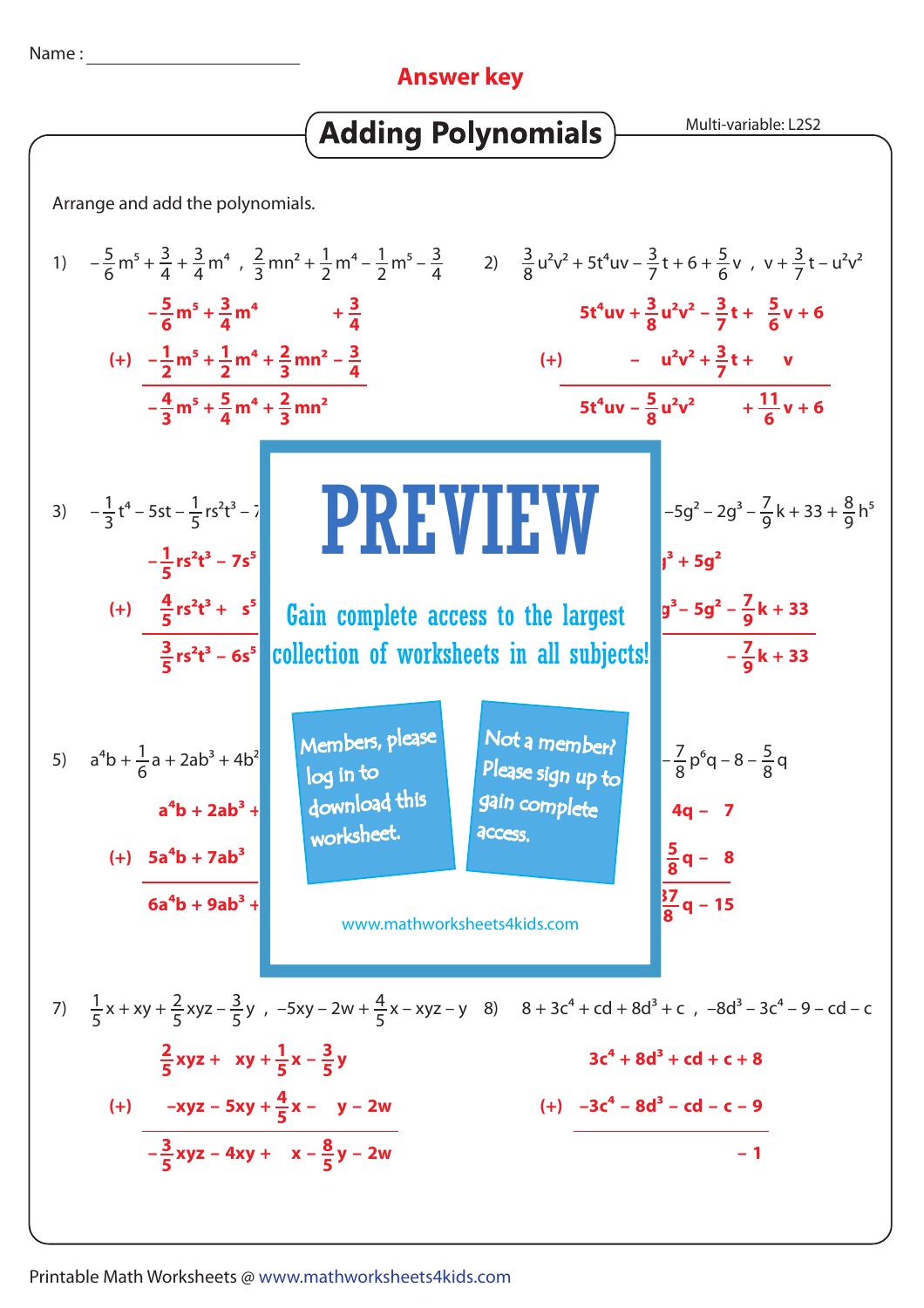Name :

**Answer key**

# Adding Polynomials

Multi-variable: L2S2

Arrange and add the polynomials.

1) $-\frac{5}{6}m^5 + \frac{3}{4} + \frac{3}{4}m^4$ , $\frac{2}{3}mn^2 + \frac{1}{2}m^4 - \frac{1}{2}m^5 - \frac{3}{4}$

$$-\frac{5}{6}m^5 + \frac{3}{4}m^4 \qquad + \frac{3}{4}$$

$$(+) \quad -\frac{1}{2}m^5 + \frac{1}{2}m^4 + \frac{2}{3}mn^2 - \frac{3}{4}$$

$$-\frac{4}{3}m^5 + \frac{5}{4}m^4 + \frac{2}{3}mn^2$$

2) $\frac{3}{8}u^2v^2 + 5t^4uv - \frac{3}{7}t + 6 + \frac{5}{6}v$ , $v + \frac{3}{7}t - u^2v^2$

$$5t^4uv + \frac{3}{8}u^2v^2 - \frac{3}{7}t + \frac{5}{6}v + 6$$

$$(+) \qquad - u^2v^2 + \frac{3}{7}t + v$$

$$5t^4uv - \frac{5}{8}u^2v^2 \qquad + \frac{11}{6}v + 6$$

3) $-\frac{1}{3}t^4 - 5st - \frac{1}{5}rs^2t^3 - 7$

$$-\frac{1}{5}rs^2t^3 - 7s^5$$

$$(+) \quad \frac{4}{5}rs^2t^3 + s^5$$

$$\frac{3}{5}rs^2t^3 - 6s^5$$

4) $-5g^2 - 2g^3 - \frac{7}{9}k + 33 + \frac{8}{9}h^5$

$$g^3 + 5g^2$$

$$g^3 - 5g^2 - \frac{7}{9}k + 33$$

$$-\frac{7}{9}k + 33$$

5) $a^4b + \frac{1}{6}a + 2ab^3 + 4b^2$

$$a^4b + 2ab^3 +$$

$$(+) \quad 5a^4b + 7ab^3$$

$$6a^4b + 9ab^3 +$$

6) $-\frac{7}{8}p^6q - 8 - \frac{5}{8}q$

$$4q - 7$$

$$\frac{5}{8}q - 8$$

$$\frac{37}{8}q - 15$$

7) $\frac{1}{5}x + xy + \frac{2}{5}xyz - \frac{3}{5}y$ , $-5xy - 2w + \frac{4}{5}x - xyz - y$

$$\frac{2}{5}xyz + xy + \frac{1}{5}x - \frac{3}{5}y$$

$$(+) \quad -xyz - 5xy + \frac{4}{5}x - y - 2w$$

$$-\frac{3}{5}xyz - 4xy + x - \frac{8}{5}y - 2w$$

8) $8 + 3c^4 + cd + 8d^3 + c$ , $-8d^3 - 3c^4 - 9 - cd - c$

$$3c^4 + 8d^3 + cd + c + 8$$

$$(+) \quad -3c^4 - 8d^3 - cd - c - 9$$

$$-1$$

Printable Math Worksheets @ www.mathworksheets4kids.com